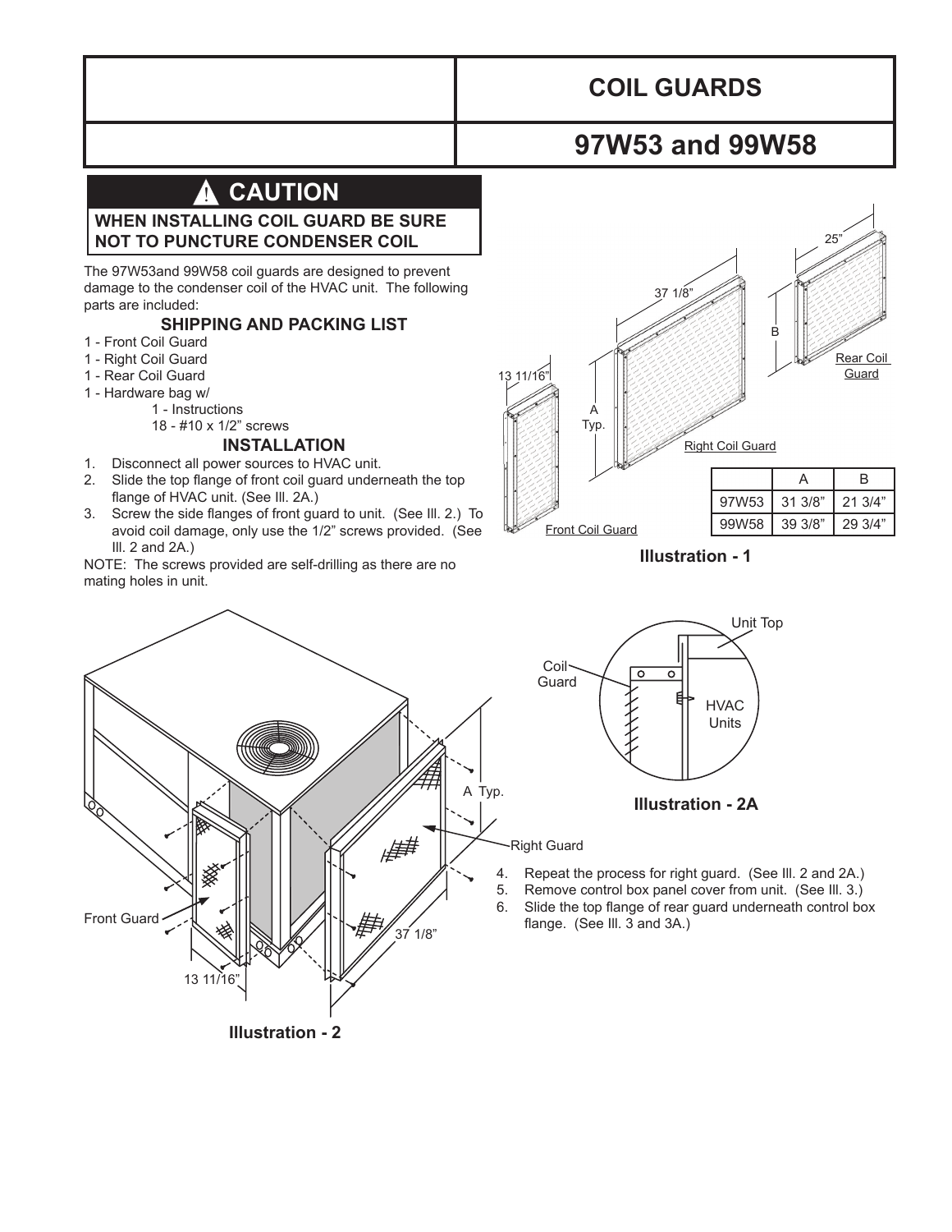# COIL GUARDS

# 97W53 and 99W58

## ⚠ CAUTION

**WHEN INSTALLING COIL GUARD BE SURE NOT TO PUNCTURE CONDENSER COIL**

The 97W53and 99W58 coil guards are designed to prevent damage to the condenser coil of the HVAC unit. The following parts are included:

### SHIPPING AND PACKING LIST

1 - Front Coil Guard
1 - Right Coil Guard
1 - Rear Coil Guard
1 - Hardware bag w/
- 1 - Instructions
- 18 - #10 x 1/2" screws

### INSTALLATION

1. Disconnect all power sources to HVAC unit.
2. Slide the top flange of front coil guard underneath the top flange of HVAC unit. (See Ill. 2A.)
3. Screw the side flanges of front guard to unit. (See Ill. 2.) To avoid coil damage, only use the 1/2" screws provided. (See Ill. 2 and 2A.)

NOTE: The screws provided are self-drilling as there are no mating holes in unit.

|  | A | B |
|---|---|---|
| 97W53 | 31 3/8" | 21 3/4" |
| 99W58 | 39 3/8" | 29 3/4" |

**Illustration - 1**

**Illustration - 2A**

**Illustration - 2**

4. Repeat the process for right guard. (See Ill. 2 and 2A.)
5. Remove control box panel cover from unit. (See Ill. 3.)
6. Slide the top flange of rear guard underneath control box flange. (See Ill. 3 and 3A.)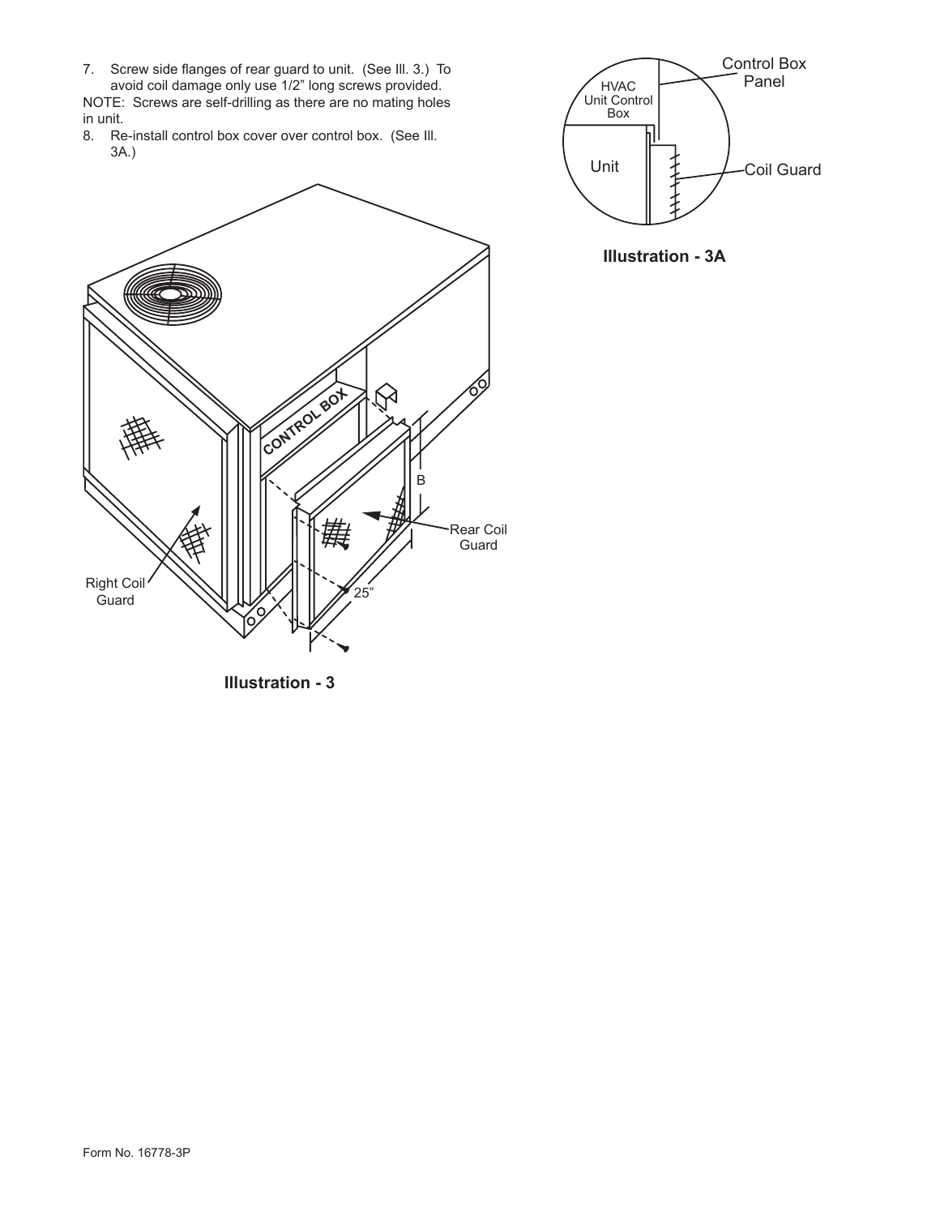7. Screw side flanges of rear guard to unit. (See Ill. 3.) To avoid coil damage only use 1/2" long screws provided.

NOTE: Screws are self-drilling as there are no mating holes in unit.

8. Re-install control box cover over control box. (See Ill. 3A.)

CONTROL BOX

B

Rear Coil Guard

Right Coil Guard

25"

**Illustration - 3**

Control Box Panel

HVAC Unit Control Box

Unit

Coil Guard

**Illustration - 3A**

Form No. 16778-3P